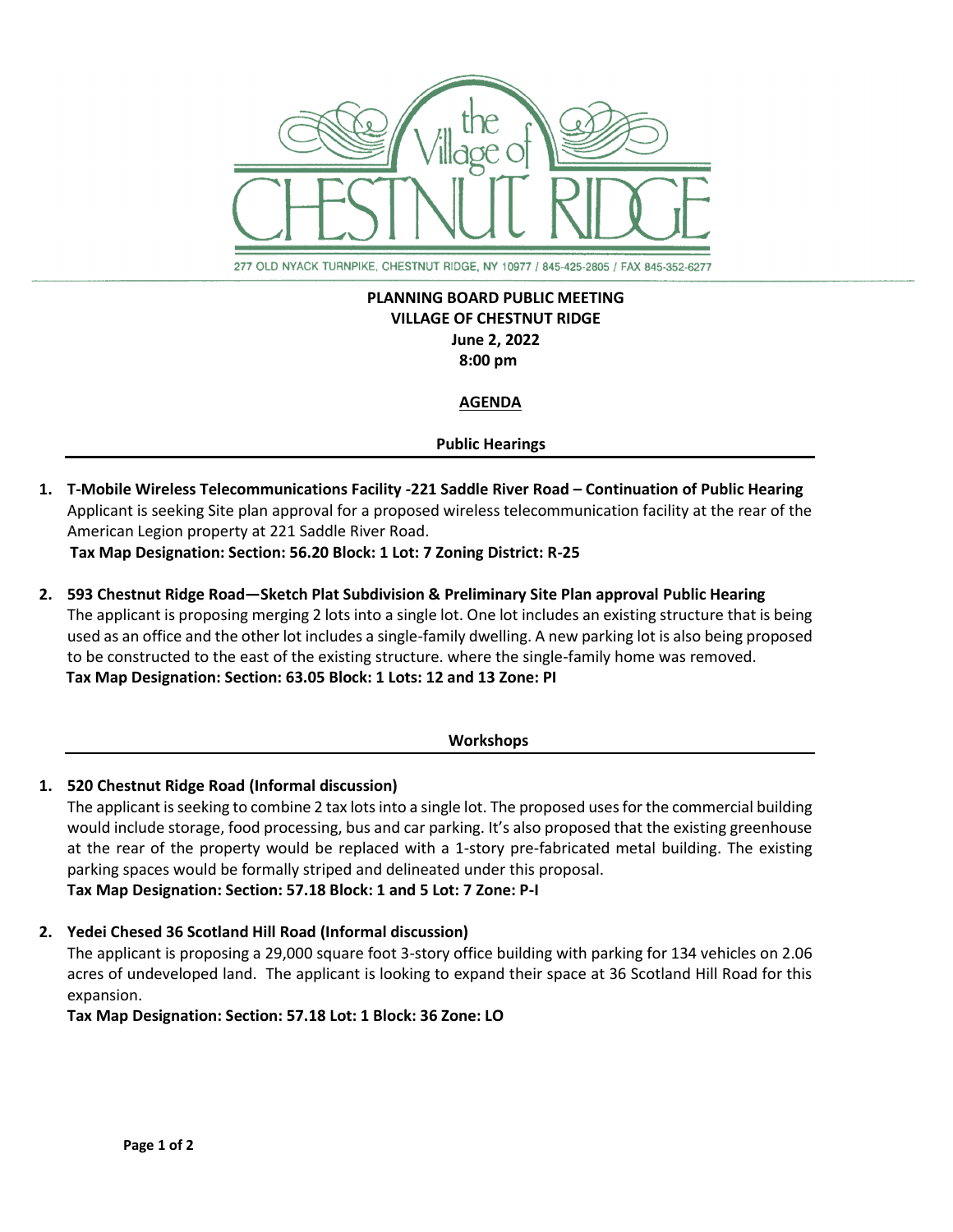the Village of CHESTNUT RIDGE

277 OLD NYACK TURNPIKE, CHESTNUT RIDGE, NY 10977 / 845-425-2805 / FAX 845-352-6277

**PLANNING BOARD PUBLIC MEETING**
**VILLAGE OF CHESTNUT RIDGE**
**June 2, 2022**
**8:00 pm**

## AGENDA

### Public Hearings

1. **T-Mobile Wireless Telecommunications Facility -221 Saddle River Road – Continuation of Public Hearing**
   Applicant is seeking Site plan approval for a proposed wireless telecommunication facility at the rear of the American Legion property at 221 Saddle River Road.
   **Tax Map Designation: Section: 56.20 Block: 1 Lot: 7 Zoning District: R-25**

2. **593 Chestnut Ridge Road—Sketch Plat Subdivision & Preliminary Site Plan approval Public Hearing**
   The applicant is proposing merging 2 lots into a single lot. One lot includes an existing structure that is being used as an office and the other lot includes a single-family dwelling. A new parking lot is also being proposed to be constructed to the east of the existing structure. where the single-family home was removed.
   **Tax Map Designation: Section: 63.05 Block: 1 Lots: 12 and 13 Zone: PI**

### Workshops

1. **520 Chestnut Ridge Road (Informal discussion)**
   The applicant is seeking to combine 2 tax lots into a single lot. The proposed uses for the commercial building would include storage, food processing, bus and car parking. It's also proposed that the existing greenhouse at the rear of the property would be replaced with a 1-story pre-fabricated metal building. The existing parking spaces would be formally striped and delineated under this proposal.
   **Tax Map Designation: Section: 57.18 Block: 1 and 5 Lot: 7 Zone: P-I**

2. **Yedei Chesed 36 Scotland Hill Road (Informal discussion)**
   The applicant is proposing a 29,000 square foot 3-story office building with parking for 134 vehicles on 2.06 acres of undeveloped land. The applicant is looking to expand their space at 36 Scotland Hill Road for this expansion.
   **Tax Map Designation: Section: 57.18 Lot: 1 Block: 36 Zone: LO**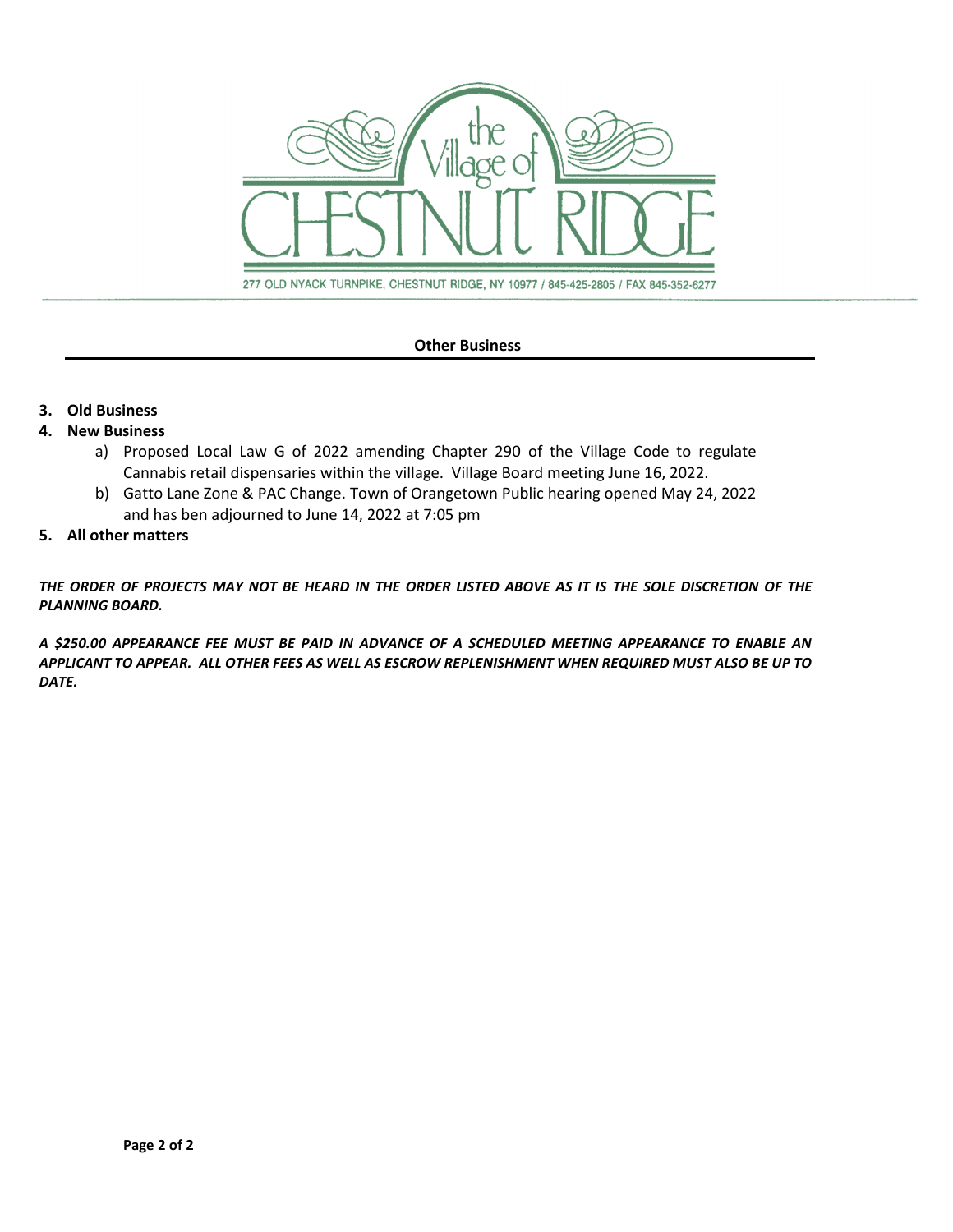**Other Business**

3. **Old Business**
4. **New Business**
   a) Proposed Local Law G of 2022 amending Chapter 290 of the Village Code to regulate Cannabis retail dispensaries within the village. Village Board meeting June 16, 2022.
   b) Gatto Lane Zone & PAC Change. Town of Orangetown Public hearing opened May 24, 2022 and has ben adjourned to June 14, 2022 at 7:05 pm
5. **All other matters**

***THE ORDER OF PROJECTS MAY NOT BE HEARD IN THE ORDER LISTED ABOVE AS IT IS THE SOLE DISCRETION OF THE PLANNING BOARD.***

***A $250.00 APPEARANCE FEE MUST BE PAID IN ADVANCE OF A SCHEDULED MEETING APPEARANCE TO ENABLE AN APPLICANT TO APPEAR. ALL OTHER FEES AS WELL AS ESCROW REPLENISHMENT WHEN REQUIRED MUST ALSO BE UP TO DATE.***